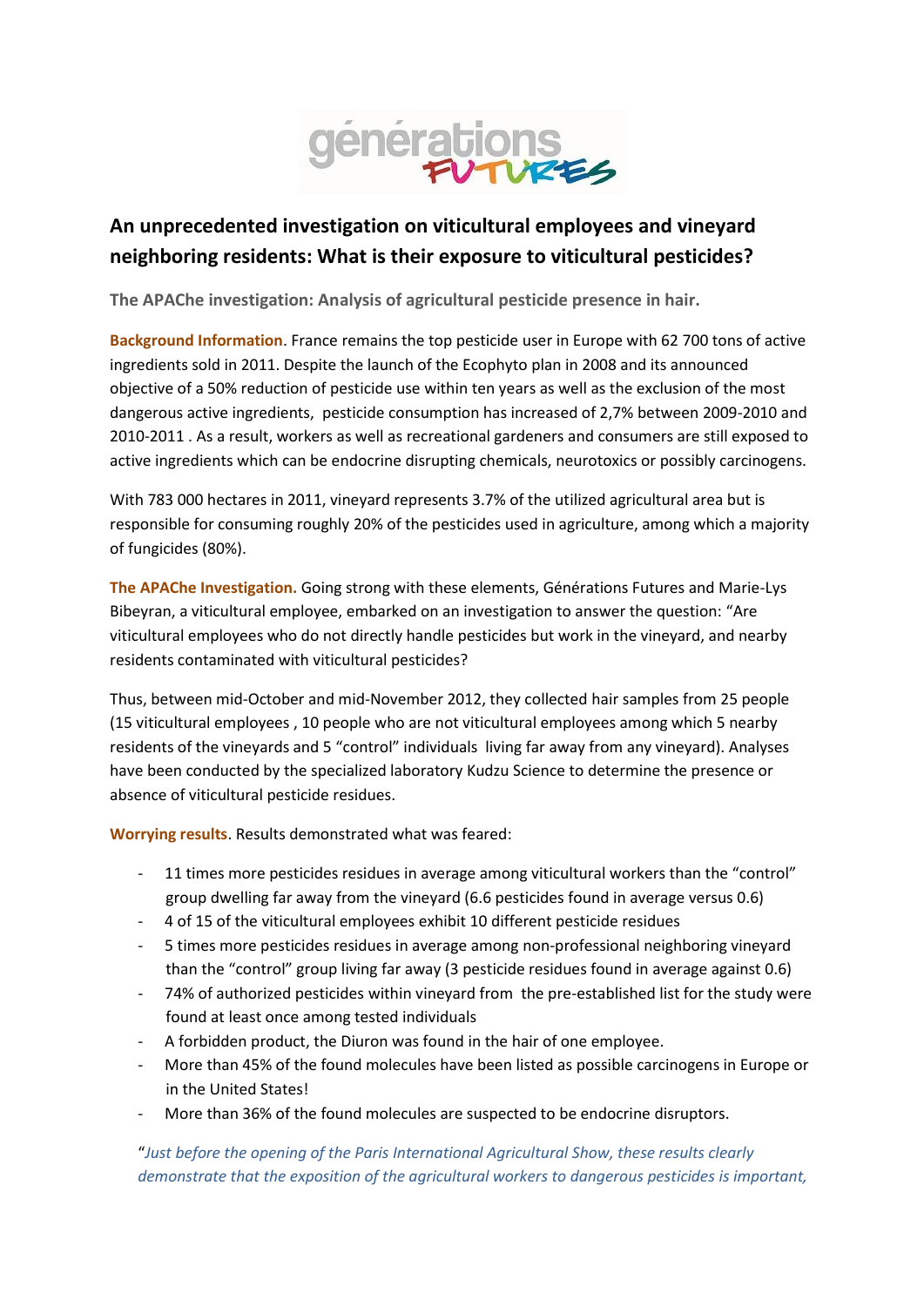# An unprecedented investigation on viticultural employees and vineyard neighboring residents: What is their exposure to viticultural pesticides?

**The APAChe investigation: Analysis of agricultural pesticide presence in hair.**

**Background Information**. France remains the top pesticide user in Europe with 62 700 tons of active ingredients sold in 2011. Despite the launch of the Ecophyto plan in 2008 and its announced objective of a 50% reduction of pesticide use within ten years as well as the exclusion of the most dangerous active ingredients, pesticide consumption has increased of 2,7% between 2009-2010 and 2010-2011 . As a result, workers as well as recreational gardeners and consumers are still exposed to active ingredients which can be endocrine disrupting chemicals, neurotoxics or possibly carcinogens.

With 783 000 hectares in 2011, vineyard represents 3.7% of the utilized agricultural area but is responsible for consuming roughly 20% of the pesticides used in agriculture, among which a majority of fungicides (80%).

**The APAChe Investigation.** Going strong with these elements, Générations Futures and Marie-Lys Bibeyran, a viticultural employee, embarked on an investigation to answer the question: "Are viticultural employees who do not directly handle pesticides but work in the vineyard, and nearby residents contaminated with viticultural pesticides?

Thus, between mid-October and mid-November 2012, they collected hair samples from 25 people (15 viticultural employees , 10 people who are not viticultural employees among which 5 nearby residents of the vineyards and 5 "control" individuals living far away from any vineyard). Analyses have been conducted by the specialized laboratory Kudzu Science to determine the presence or absence of viticultural pesticide residues.

**Worrying results**. Results demonstrated what was feared:

- 11 times more pesticides residues in average among viticultural workers than the "control" group dwelling far away from the vineyard (6.6 pesticides found in average versus 0.6)
- 4 of 15 of the viticultural employees exhibit 10 different pesticide residues
- 5 times more pesticides residues in average among non-professional neighboring vineyard than the "control" group living far away (3 pesticide residues found in average against 0.6)
- 74% of authorized pesticides within vineyard from the pre-established list for the study were found at least once among tested individuals
- A forbidden product, the Diuron was found in the hair of one employee.
- More than 45% of the found molecules have been listed as possible carcinogens in Europe or in the United States!
- More than 36% of the found molecules are suspected to be endocrine disruptors.

"*Just before the opening of the Paris International Agricultural Show, these results clearly demonstrate that the exposition of the agricultural workers to dangerous pesticides is important,*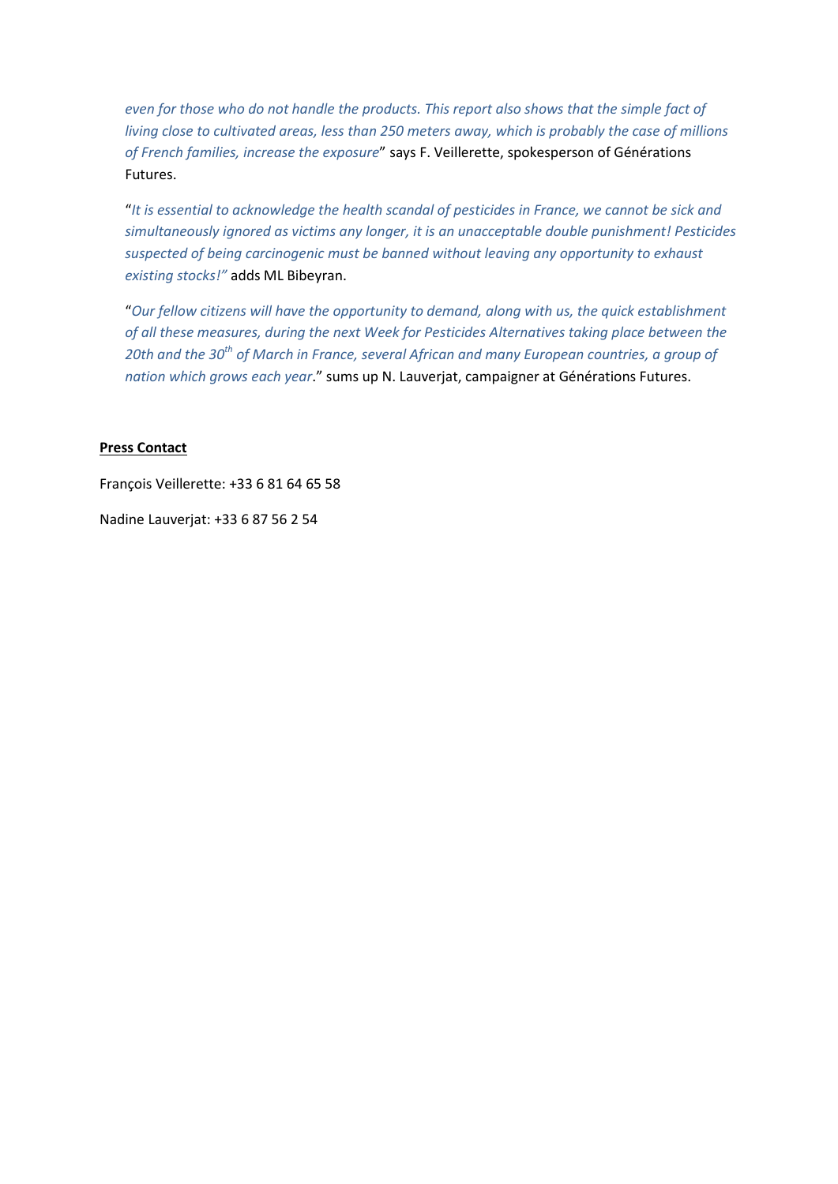*even for those who do not handle the products. This report also shows that the simple fact of living close to cultivated areas, less than 250 meters away, which is probably the case of millions of French families, increase the exposure*" says F. Veillerette, spokesperson of Générations Futures.

"*It is essential to acknowledge the health scandal of pesticides in France, we cannot be sick and simultaneously ignored as victims any longer, it is an unacceptable double punishment! Pesticides suspected of being carcinogenic must be banned without leaving any opportunity to exhaust existing stocks!"* adds ML Bibeyran.

"*Our fellow citizens will have the opportunity to demand, along with us, the quick establishment of all these measures, during the next Week for Pesticides Alternatives taking place between the 20th and the 30th of March in France, several African and many European countries, a group of nation which grows each year*." sums up N. Lauverjat, campaigner at Générations Futures.

**Press Contact**

François Veillerette: +33 6 81 64 65 58

Nadine Lauverjat: +33 6 87 56 2 54